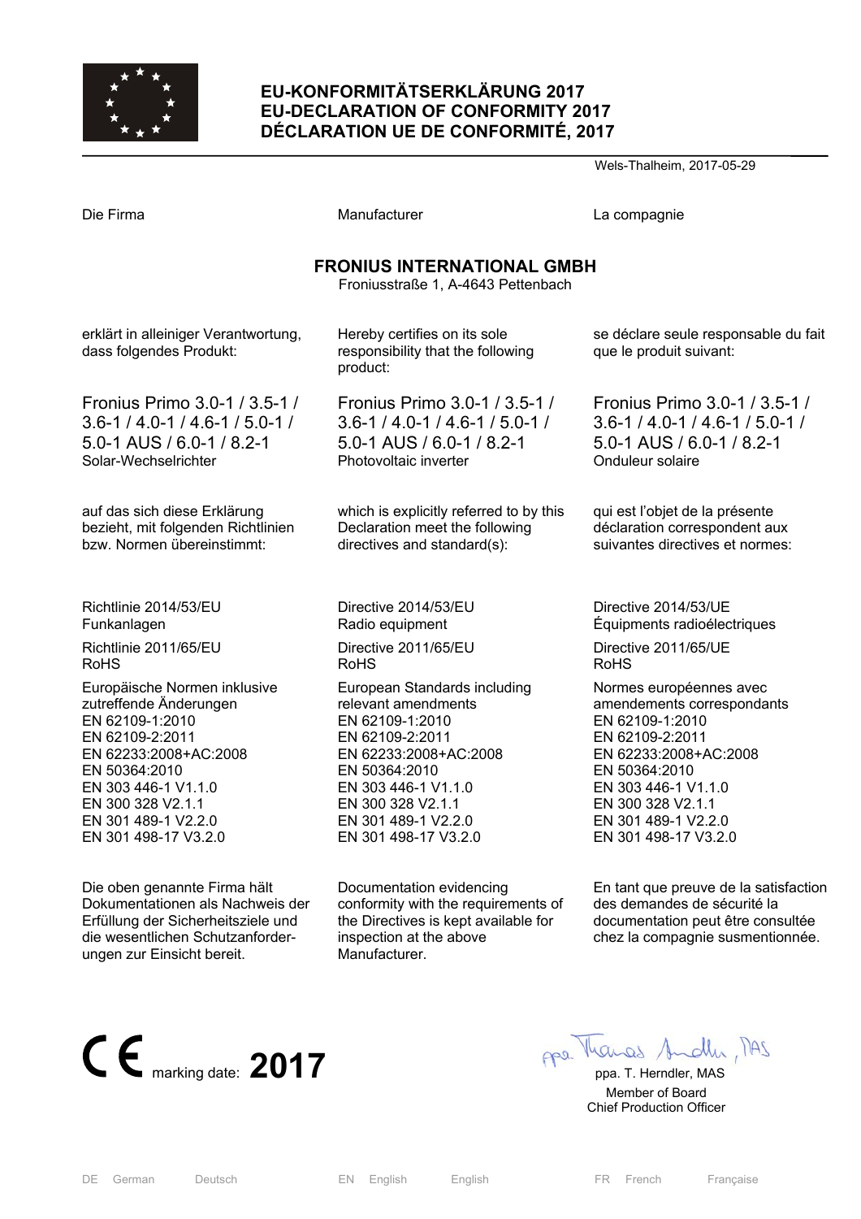# EU-KONFORMITÄTSERKLÄRUNG 2017
# EU-DECLARATION OF CONFORMITY 2017
# DÉCLARATION UE DE CONFORMITÉ, 2017

Wels-Thalheim, 2017-05-29

| Die Firma | Manufacturer | La compagnie |
|---|---|---|

**FRONIUS INTERNATIONAL GMBH**
Froniusstraße 1, A-4643 Pettenbach

| | | |
|---|---|---|
| erklärt in alleiniger Verantwortung, dass folgendes Produkt: | Hereby certifies on its sole responsibility that the following product: | se déclare seule responsable du fait que le produit suivant: |
| Fronius Primo 3.0-1 / 3.5-1 / 3.6-1 / 4.0-1 / 4.6-1 / 5.0-1 / 5.0-1 AUS / 6.0-1 / 8.2-1<br>Solar-Wechselrichter | Fronius Primo 3.0-1 / 3.5-1 / 3.6-1 / 4.0-1 / 4.6-1 / 5.0-1 / 5.0-1 AUS / 6.0-1 / 8.2-1<br>Photovoltaic inverter | Fronius Primo 3.0-1 / 3.5-1 / 3.6-1 / 4.0-1 / 4.6-1 / 5.0-1 / 5.0-1 AUS / 6.0-1 / 8.2-1<br>Onduleur solaire |
| auf das sich diese Erklärung bezieht, mit folgenden Richtlinien bzw. Normen übereinstimmt: | which is explicitly referred to by this Declaration meet the following directives and standard(s): | qui est l'objet de la présente déclaration correspondent aux suivantes directives et normes: |
| Richtlinie 2014/53/EU<br>Funkanlagen | Directive 2014/53/EU<br>Radio equipment | Directive 2014/53/UE<br>Équipments radioélectriques |
| Richtlinie 2011/65/EU<br>RoHS | Directive 2011/65/EU<br>RoHS | Directive 2011/65/UE<br>RoHS |
| Europäische Normen inklusive zutreffende Änderungen<br>EN 62109-1:2010<br>EN 62109-2:2011<br>EN 62233:2008+AC:2008<br>EN 50364:2010<br>EN 303 446-1 V1.1.0<br>EN 300 328 V2.1.1<br>EN 301 489-1 V2.2.0<br>EN 301 498-17 V3.2.0 | European Standards including relevant amendments<br>EN 62109-1:2010<br>EN 62109-2:2011<br>EN 62233:2008+AC:2008<br>EN 50364:2010<br>EN 303 446-1 V1.1.0<br>EN 300 328 V2.1.1<br>EN 301 489-1 V2.2.0<br>EN 301 498-17 V3.2.0 | Normes européennes avec amendements correspondants<br>EN 62109-1:2010<br>EN 62109-2:2011<br>EN 62233:2008+AC:2008<br>EN 50364:2010<br>EN 303 446-1 V1.1.0<br>EN 300 328 V2.1.1<br>EN 301 489-1 V2.2.0<br>EN 301 498-17 V3.2.0 |
| Die oben genannte Firma hält Dokumentationen als Nachweis der Erfüllung der Sicherheitsziele und die wesentlichen Schutzanforderungen zur Einsicht bereit. | Documentation evidencing conformity with the requirements of the Directives is kept available for inspection at the above Manufacturer. | En tant que preuve de la satisfaction des demandes de sécurité la documentation peut être consultée chez la compagnie susmentionnée. |

CE marking date: **2017**

ppa. Thomas Herndler, MAS

ppa. T. Herndler, MAS
Member of Board
Chief Production Officer

| DE German Deutsch | EN English English | FR French Française |
|---|---|---|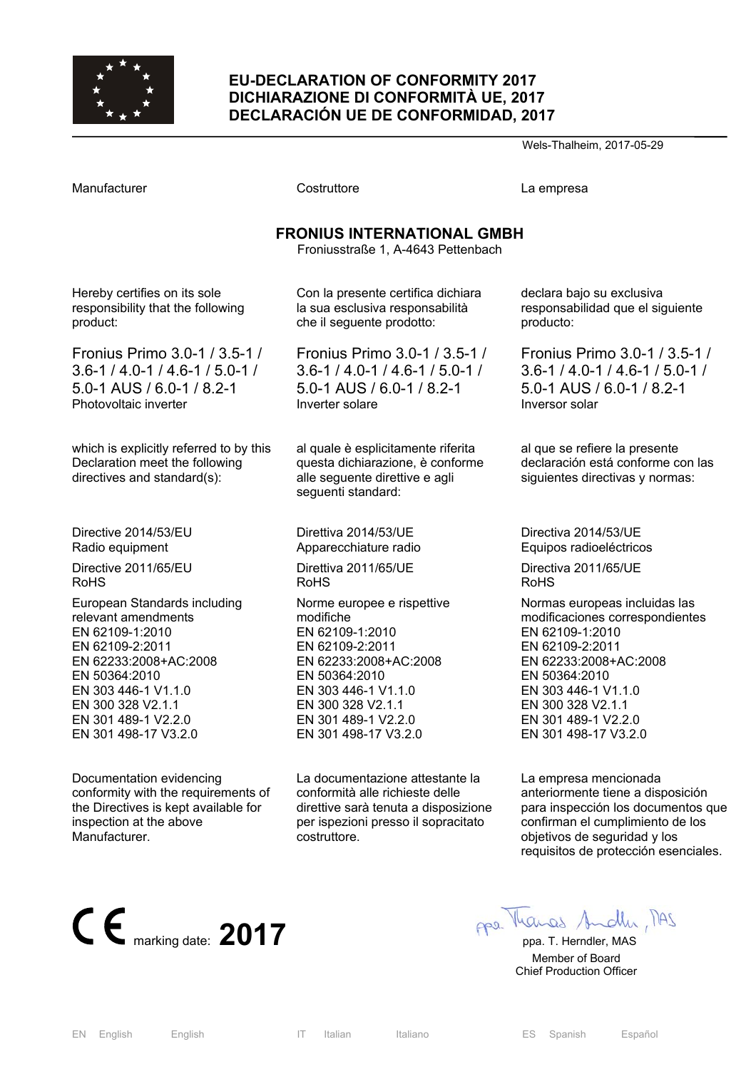# EU-DECLARATION OF CONFORMITY 2017
# DICHIARAZIONE DI CONFORMITÀ UE, 2017
# DECLARACIÓN UE DE CONFORMIDAD, 2017

Wels-Thalheim, 2017-05-29

| Manufacturer | Costruttore | La empresa |
|---|---|---|

**FRONIUS INTERNATIONAL GMBH**
Froniusstraße 1, A-4643 Pettenbach

| English | Italiano | Español |
|---|---|---|
| Hereby certifies on its sole responsibility that the following product: | Con la presente certifica dichiara la sua esclusiva responsabilità che il seguente prodotto: | declara bajo su exclusiva responsabilidad que el siguiente producto: |
| Fronius Primo 3.0-1 / 3.5-1 / 3.6-1 / 4.0-1 / 4.6-1 / 5.0-1 / 5.0-1 AUS / 6.0-1 / 8.2-1<br>Photovoltaic inverter | Fronius Primo 3.0-1 / 3.5-1 / 3.6-1 / 4.0-1 / 4.6-1 / 5.0-1 / 5.0-1 AUS / 6.0-1 / 8.2-1<br>Inverter solare | Fronius Primo 3.0-1 / 3.5-1 / 3.6-1 / 4.0-1 / 4.6-1 / 5.0-1 / 5.0-1 AUS / 6.0-1 / 8.2-1<br>Inversor solar |
| which is explicitly referred to by this Declaration meet the following directives and standard(s): | al quale è esplicitamente riferita questa dichiarazione, è conforme alle seguente direttive e agli seguenti standard: | al que se refiere la presente declaración está conforme con las siguientes directivas y normas: |
| Directive 2014/53/EU<br>Radio equipment | Direttiva 2014/53/UE<br>Apparecchiature radio | Directiva 2014/53/UE<br>Equipos radioeléctricos |
| Directive 2011/65/EU<br>RoHS | Direttiva 2011/65/UE<br>RoHS | Directiva 2011/65/UE<br>RoHS |
| European Standards including relevant amendments<br>EN 62109-1:2010<br>EN 62109-2:2011<br>EN 62233:2008+AC:2008<br>EN 50364:2010<br>EN 303 446-1 V1.1.0<br>EN 300 328 V2.1.1<br>EN 301 489-1 V2.2.0<br>EN 301 498-17 V3.2.0 | Norme europee e rispettive modifiche<br>EN 62109-1:2010<br>EN 62109-2:2011<br>EN 62233:2008+AC:2008<br>EN 50364:2010<br>EN 303 446-1 V1.1.0<br>EN 300 328 V2.1.1<br>EN 301 489-1 V2.2.0<br>EN 301 498-17 V3.2.0 | Normas europeas incluidas las modificaciones correspondientes<br>EN 62109-1:2010<br>EN 62109-2:2011<br>EN 62233:2008+AC:2008<br>EN 50364:2010<br>EN 303 446-1 V1.1.0<br>EN 300 328 V2.1.1<br>EN 301 489-1 V2.2.0<br>EN 301 498-17 V3.2.0 |
| Documentation evidencing conformity with the requirements of the Directives is kept available for inspection at the above Manufacturer. | La documentazione attestante la conformità alle richieste delle direttive sarà tenuta a disposizione per ispezioni presso il sopracitato costruttore. | La empresa mencionada anteriormente tiene a disposición para inspección los documentos que confirman el cumplimiento de los objetivos de seguridad y los requisitos de protección esenciales. |

CE marking date: **2017**

ppa. T. Herndler, MAS
Member of Board
Chief Production Officer

EN English English | IT Italian Italiano | ES Spanish Español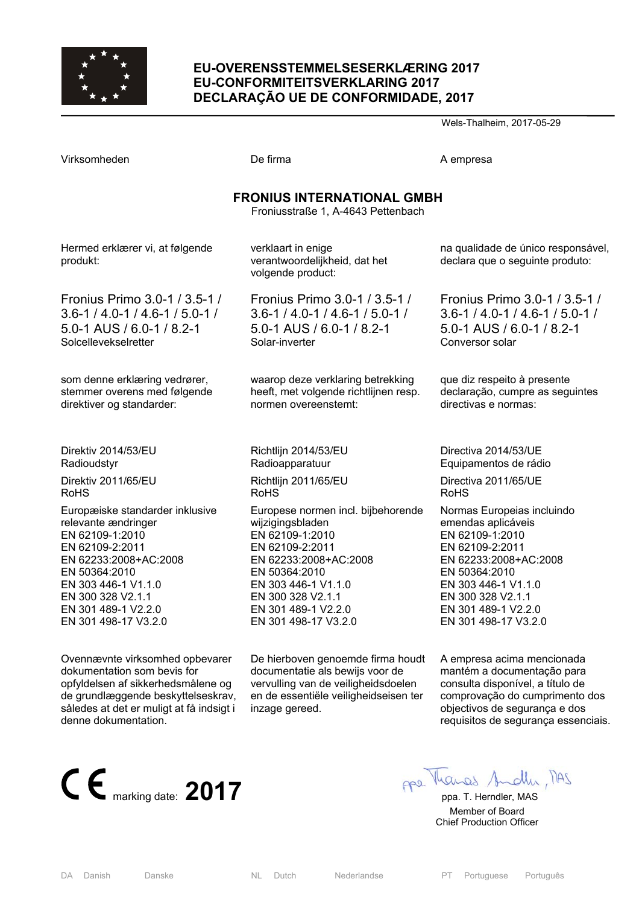# EU-OVERENSSTEMMELSESERKLÆRING 2017
# EU-CONFORMITEITSVERKLARING 2017
# DECLARAÇÃO UE DE CONFORMIDADE, 2017

Wels-Thalheim, 2017-05-29

Virksomheden

**FRONIUS INTERNATIONAL GMBH**
Froniusstraße 1, A-4643 Pettenbach

Hermed erklærer vi, at følgende produkt:

Fronius Primo 3.0-1 / 3.5-1 / 3.6-1 / 4.0-1 / 4.6-1 / 5.0-1 / 5.0-1 AUS / 6.0-1 / 8.2-1
Solcellevekselretter

som denne erklæring vedrører, stemmer overens med følgende direktiver og standarder:

Direktiv 2014/53/EU
Radioudstyr

Direktiv 2011/65/EU
RoHS

Europæiske standarder inklusive relevante ændringer
EN 62109-1:2010
EN 62109-2:2011
EN 62233:2008+AC:2008
EN 50364:2010
EN 303 446-1 V1.1.0
EN 300 328 V2.1.1
EN 301 489-1 V2.2.0
EN 301 498-17 V3.2.0

Ovennævnte virksomhed opbevarer dokumentation som bevis for opfyldelsen af sikkerhedsmålene og de grundlæggende beskyttelseskrav, således at det er muligt at få indsigt i denne dokumentation.

De firma

**FRONIUS INTERNATIONAL GMBH**
Froniusstraße 1, A-4643 Pettenbach

verklaart in enige verantwoordelijkheid, dat het volgende product:

Fronius Primo 3.0-1 / 3.5-1 / 3.6-1 / 4.0-1 / 4.6-1 / 5.0-1 / 5.0-1 AUS / 6.0-1 / 8.2-1
Solar-inverter

waarop deze verklaring betrekking heeft, met volgende richtlijnen resp. normen overeenstemt:

Richtlijn 2014/53/EU
Radioapparatuur

Richtlijn 2011/65/EU
RoHS

Europese normen incl. bijbehorende wijzigingsbladen
EN 62109-1:2010
EN 62109-2:2011
EN 62233:2008+AC:2008
EN 50364:2010
EN 303 446-1 V1.1.0
EN 300 328 V2.1.1
EN 301 489-1 V2.2.0
EN 301 498-17 V3.2.0

De hierboven genoemde firma houdt documentatie als bewijs voor de vervulling van de veiligheidsdoelen en de essentiële veiligheidseisen ter inzage gereed.

A empresa

**FRONIUS INTERNATIONAL GMBH**
Froniusstraße 1, A-4643 Pettenbach

na qualidade de único responsável, declara que o seguinte produto:

Fronius Primo 3.0-1 / 3.5-1 / 3.6-1 / 4.0-1 / 4.6-1 / 5.0-1 / 5.0-1 AUS / 6.0-1 / 8.2-1
Conversor solar

que diz respeito à presente declaração, cumpre as seguintes directivas e normas:

Directiva 2014/53/UE
Equipamentos de rádio

Directiva 2011/65/UE
RoHS

Normas Europeias incluindo emendas aplicáveis
EN 62109-1:2010
EN 62109-2:2011
EN 62233:2008+AC:2008
EN 50364:2010
EN 303 446-1 V1.1.0
EN 300 328 V2.1.1
EN 301 489-1 V2.2.0
EN 301 498-17 V3.2.0

A empresa acima mencionada mantém a documentação para consulta disponível, a título de comprovação do cumprimento dos objectivos de segurança e dos requisitos de segurança essenciais.

CE marking date: **2017**

ppa. T. Herndler, MAS
Member of Board
Chief Production Officer

DA Danish Danske | NL Dutch Nederlandse | PT Portuguese Português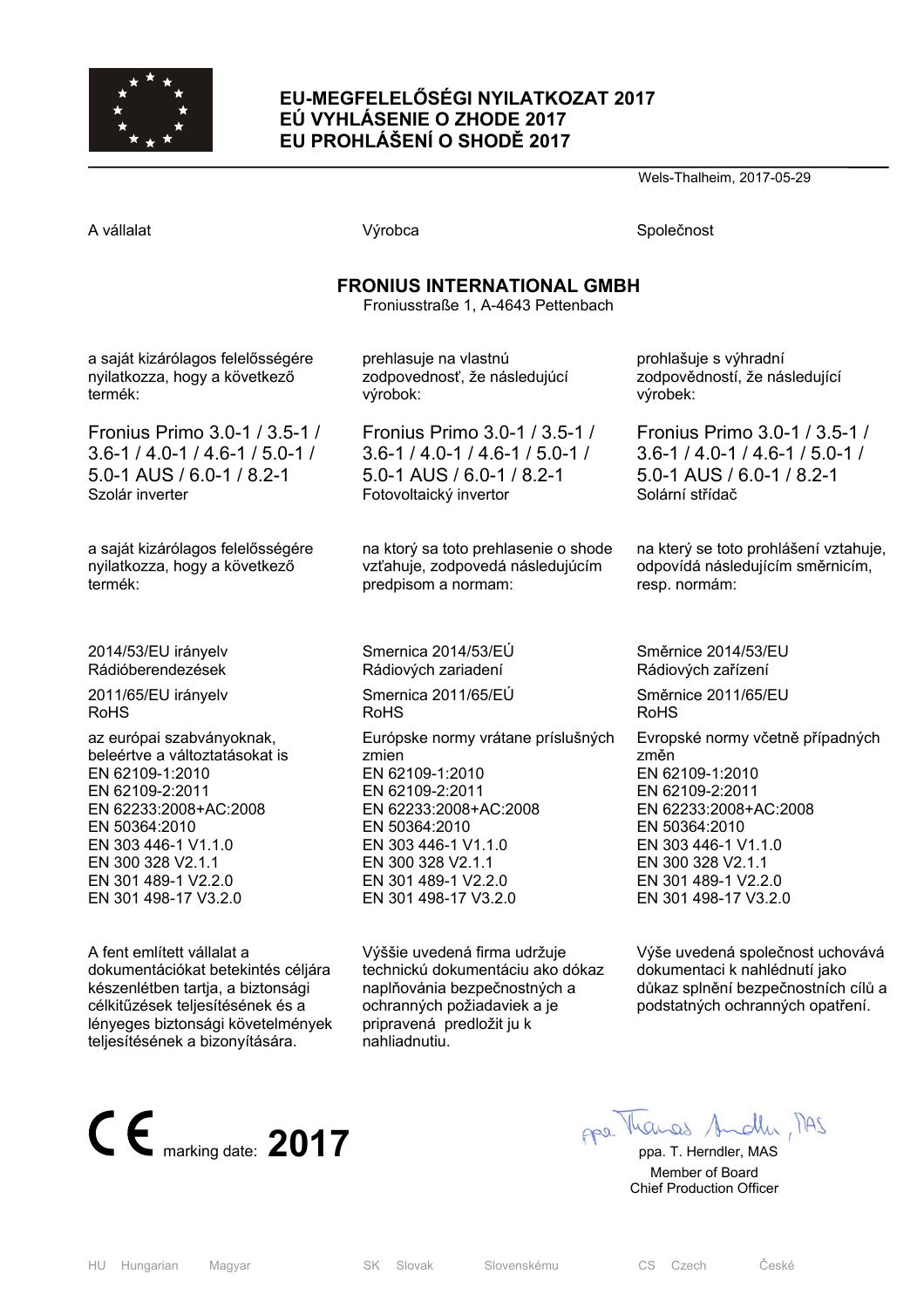# EU-MEGFELELŐSÉGI NYILATKOZAT 2017
# EÚ VYHLÁSENIE O ZHODE 2017
# EU PROHLÁŠENÍ O SHODĚ 2017

Wels-Thalheim, 2017-05-29

| A vállalat | Výrobca | Společnost |
|---|---|---|

**FRONIUS INTERNATIONAL GMBH**
Froniusstraße 1, A-4643 Pettenbach

| | | |
|---|---|---|
| a saját kizárólagos felelősségére nyilatkozza, hogy a következő termék: | prehlasuje na vlastnú zodpovednosť, že následujúcí výrobok: | prohlašuje s výhradní zodpovědností, že následující výrobek: |
| Fronius Primo 3.0-1 / 3.5-1 / 3.6-1 / 4.0-1 / 4.6-1 / 5.0-1 / 5.0-1 AUS / 6.0-1 / 8.2-1<br>Szolár inverter | Fronius Primo 3.0-1 / 3.5-1 / 3.6-1 / 4.0-1 / 4.6-1 / 5.0-1 / 5.0-1 AUS / 6.0-1 / 8.2-1<br>Fotovoltaický invertor | Fronius Primo 3.0-1 / 3.5-1 / 3.6-1 / 4.0-1 / 4.6-1 / 5.0-1 / 5.0-1 AUS / 6.0-1 / 8.2-1<br>Solární střídač |
| a saját kizárólagos felelősségére nyilatkozza, hogy a következő termék: | na ktorý sa toto prehlasenie o shode vzťahuje, zodpovedá následujúcím predpisom a normam: | na který se toto prohlášení vztahuje, odpovídá následujícím směrnicím, resp. normám: |
| 2014/53/EU irányelv<br>Rádióberendezések | Smernica 2014/53/EÚ<br>Rádiových zariadení | Směrnice 2014/53/EU<br>Rádiových zařízení |
| 2011/65/EU irányelv<br>RoHS | Smernica 2011/65/EÚ<br>RoHS | Směrnice 2011/65/EU<br>RoHS |
| az európai szabványoknak, beleértve a változtatásokat is<br>EN 62109-1:2010<br>EN 62109-2:2011<br>EN 62233:2008+AC:2008<br>EN 50364:2010<br>EN 303 446-1 V1.1.0<br>EN 300 328 V2.1.1<br>EN 301 489-1 V2.2.0<br>EN 301 498-17 V3.2.0 | Európske normy vrátane príslušných zmien<br>EN 62109-1:2010<br>EN 62109-2:2011<br>EN 62233:2008+AC:2008<br>EN 50364:2010<br>EN 303 446-1 V1.1.0<br>EN 300 328 V2.1.1<br>EN 301 489-1 V2.2.0<br>EN 301 498-17 V3.2.0 | Evropské normy včetně případných změn<br>EN 62109-1:2010<br>EN 62109-2:2011<br>EN 62233:2008+AC:2008<br>EN 50364:2010<br>EN 303 446-1 V1.1.0<br>EN 300 328 V2.1.1<br>EN 301 489-1 V2.2.0<br>EN 301 498-17 V3.2.0 |
| A fent említett vállalat a dokumentációkat betekintés céljára készenlétben tartja, a biztonsági célkitűzések teljesítésének és a lényeges biztonsági követelmények teljesítésének a bizonyítására. | Výššie uvedená firma udržuje technickú dokumentáciu ako dókaz naplňovánia bezpečnostných a ochranných požiadaviek a je pripravená predložit ju k nahliadnutiu. | Výše uvedená společnost uchovává dokumentaci k nahlédnutí jako důkaz splnění bezpečnostních cílů a podstatných ochranných opatření. |

CE marking date: **2017**

ppa. Thomas Herndler, MAS

ppa. T. Herndler, MAS
Member of Board
Chief Production Officer

HU Hungarian Magyar — SK Slovak Slovenskému — CS Czech České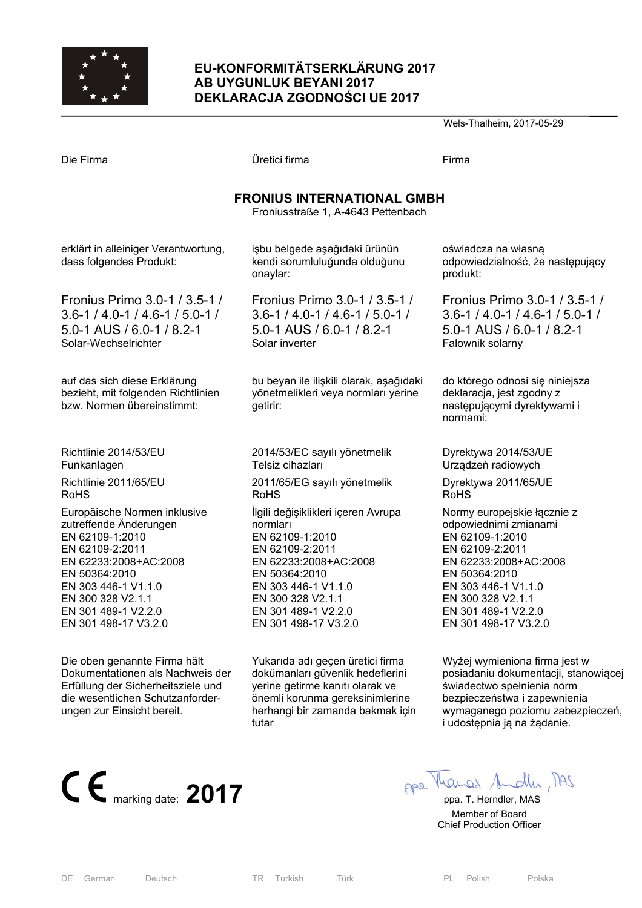# EU-KONFORMITÄTSERKLÄRUNG 2017
# AB UYGUNLUK BEYANI 2017
# DEKLARACJA ZGODNOŚCI UE 2017

Wels-Thalheim, 2017-05-29

| Die Firma | Üretici firma | Firma |
|---|---|---|

**FRONIUS INTERNATIONAL GMBH**
Froniusstraße 1, A-4643 Pettenbach

| | | |
|---|---|---|
| erklärt in alleiniger Verantwortung, dass folgendes Produkt: | işbu belgede aşağıdaki ürünün kendi sorumluluğunda olduğunu onaylar: | oświadcza na własną odpowiedzialność, że następujący produkt: |
| Fronius Primo 3.0-1 / 3.5-1 / 3.6-1 / 4.0-1 / 4.6-1 / 5.0-1 / 5.0-1 AUS / 6.0-1 / 8.2-1<br>Solar-Wechselrichter | Fronius Primo 3.0-1 / 3.5-1 / 3.6-1 / 4.0-1 / 4.6-1 / 5.0-1 / 5.0-1 AUS / 6.0-1 / 8.2-1<br>Solar inverter | Fronius Primo 3.0-1 / 3.5-1 / 3.6-1 / 4.0-1 / 4.6-1 / 5.0-1 / 5.0-1 AUS / 6.0-1 / 8.2-1<br>Falownik solarny |
| auf das sich diese Erklärung bezieht, mit folgenden Richtlinien bzw. Normen übereinstimmt: | bu beyan ile ilişkili olarak, aşağıdaki yönetmelikleri veya normları yerine getirir: | do którego odnosi się niniejsza deklaracja, jest zgodny z następującymi dyrektywami i normami: |
| Richtlinie 2014/53/EU<br>Funkanlagen | 2014/53/EC sayılı yönetmelik<br>Telsiz cihazları | Dyrektywa 2014/53/UE<br>Urządzeń radiowych |
| Richtlinie 2011/65/EU<br>RoHS | 2011/65/EG sayılı yönetmelik<br>RoHS | Dyrektywa 2011/65/UE<br>RoHS |
| Europäische Normen inklusive zutreffende Änderungen<br>EN 62109-1:2010<br>EN 62109-2:2011<br>EN 62233:2008+AC:2008<br>EN 50364:2010<br>EN 303 446-1 V1.1.0<br>EN 300 328 V2.1.1<br>EN 301 489-1 V2.2.0<br>EN 301 498-17 V3.2.0 | İlgili değişiklikleri içeren Avrupa normları<br>EN 62109-1:2010<br>EN 62109-2:2011<br>EN 62233:2008+AC:2008<br>EN 50364:2010<br>EN 303 446-1 V1.1.0<br>EN 300 328 V2.1.1<br>EN 301 489-1 V2.2.0<br>EN 301 498-17 V3.2.0 | Normy europejskie łącznie z odpowiednimi zmianami<br>EN 62109-1:2010<br>EN 62109-2:2011<br>EN 62233:2008+AC:2008<br>EN 50364:2010<br>EN 303 446-1 V1.1.0<br>EN 300 328 V2.1.1<br>EN 301 489-1 V2.2.0<br>EN 301 498-17 V3.2.0 |
| Die oben genannte Firma hält Dokumentationen als Nachweis der Erfüllung der Sicherheitsziele und die wesentlichen Schutzanforderungen zur Einsicht bereit. | Yukarıda adı geçen üretici firma dokümanları güvenlik hedeflerini yerine getirme kanıtı olarak ve önemli korunma gereksinimlerine herhangi bir zamanda bakmak için tutar | Wyżej wymieniona firma jest w posiadaniu dokumentacji, stanowiącej świadectwo spełnienia norm bezpieczeństwa i zapewnienia wymaganego poziomu zabezpieczeń, i udostępnia ją na żądanie. |

CE marking date: **2017**

ppa. T. Herndler, MAS
Member of Board
Chief Production Officer

| DE German Deutsch | TR Turkish Türk | PL Polish Polska |
|---|---|---|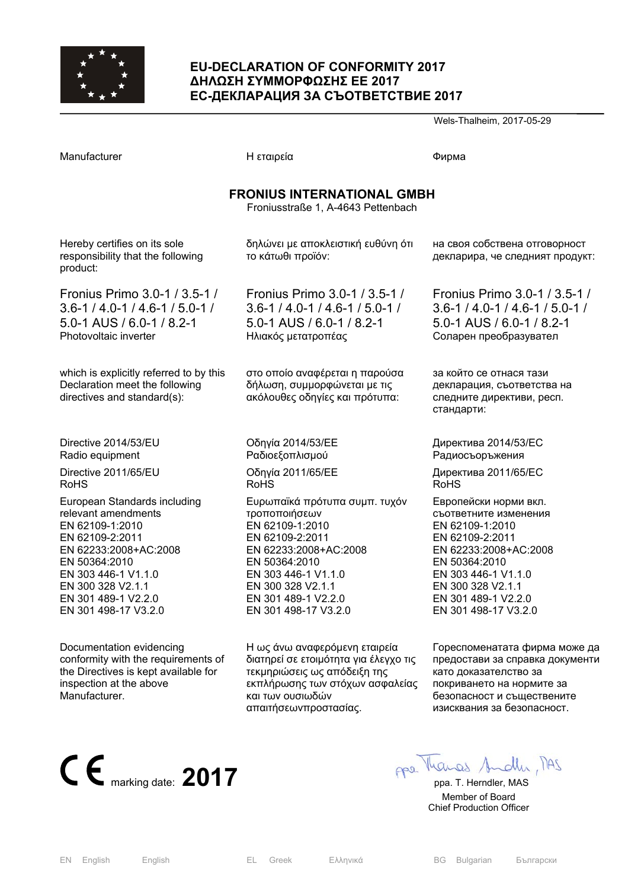# EU-DECLARATION OF CONFORMITY 2017
# ΔΗΛΩΣΗ ΣΥΜΜΟΡΦΩΣΗΣ ΕΕ 2017
# ЕС-ДЕКЛАРАЦИЯ ЗА СЪОТВЕТСТВИЕ 2017

Wels-Thalheim, 2017-05-29

| | | |
|---|---|---|
| Manufacturer | Η εταιρεία | Фирма |

**FRONIUS INTERNATIONAL GMBH**
Froniusstraße 1, A-4643 Pettenbach

| | | |
|---|---|---|
| Hereby certifies on its sole responsibility that the following product: | δηλώνει με αποκλειστική ευθύνη ότι το κάτωθι προϊόν: | на своя собствена отговорност декларира, че следният продукт: |
| Fronius Primo 3.0-1 / 3.5-1 / 3.6-1 / 4.0-1 / 4.6-1 / 5.0-1 / 5.0-1 AUS / 6.0-1 / 8.2-1<br>Photovoltaic inverter | Fronius Primo 3.0-1 / 3.5-1 / 3.6-1 / 4.0-1 / 4.6-1 / 5.0-1 / 5.0-1 AUS / 6.0-1 / 8.2-1<br>Ηλιακός μετατροπέας | Fronius Primo 3.0-1 / 3.5-1 / 3.6-1 / 4.0-1 / 4.6-1 / 5.0-1 / 5.0-1 AUS / 6.0-1 / 8.2-1<br>Соларен преобразувател |
| which is explicitly referred to by this Declaration meet the following directives and standard(s): | στο οποίο αναφέρεται η παρούσα δήλωση, συμμορφώνεται με τις ακόλουθες οδηγίες και πρότυπα: | за който се отнася тази декларация, съответства на следните директиви, респ. стандарти: |
| Directive 2014/53/EU<br>Radio equipment | Οδηγία 2014/53/ΕΕ<br>Ραδιοεξοπλισμού | Директива 2014/53/ЕС<br>Радиосъоръжения |
| Directive 2011/65/EU<br>RoHS | Οδηγία 2011/65/ΕΕ<br>RoHS | Директива 2011/65/ЕС<br>RoHS |
| European Standards including relevant amendments<br>EN 62109-1:2010<br>EN 62109-2:2011<br>EN 62233:2008+AC:2008<br>EN 50364:2010<br>EN 303 446-1 V1.1.0<br>EN 300 328 V2.1.1<br>EN 301 489-1 V2.2.0<br>EN 301 498-17 V3.2.0 | Ευρωπαϊκά πρότυπα συμπ. τυχόν τροποποιήσεων<br>EN 62109-1:2010<br>EN 62109-2:2011<br>EN 62233:2008+AC:2008<br>EN 50364:2010<br>EN 303 446-1 V1.1.0<br>EN 300 328 V2.1.1<br>EN 301 489-1 V2.2.0<br>EN 301 498-17 V3.2.0 | Европейски норми вкл. съответните изменения<br>EN 62109-1:2010<br>EN 62109-2:2011<br>EN 62233:2008+AC:2008<br>EN 50364:2010<br>EN 303 446-1 V1.1.0<br>EN 300 328 V2.1.1<br>EN 301 489-1 V2.2.0<br>EN 301 498-17 V3.2.0 |
| Documentation evidencing conformity with the requirements of the Directives is kept available for inspection at the above Manufacturer. | Η ως άνω αναφερόμενη εταιρεία διατηρεί σε ετοιμότητα για έλεγχο τις τεκμηριώσεις ως απόδειξη της εκπλήρωσης των στόχων ασφαλείας και των ουσιωδών απαιτήσεωνπροστασίας. | Гореспоменатата фирма може да предостави за справка документи като доказателство за покриването на нормите за безопасност и съществените изисквания за безопасност. |

CE marking date: **2017**

ppa. T. Herndler, MAS
Member of Board
Chief Production Officer

EN English English | EL Greek Ελληνικά | BG Bulgarian Български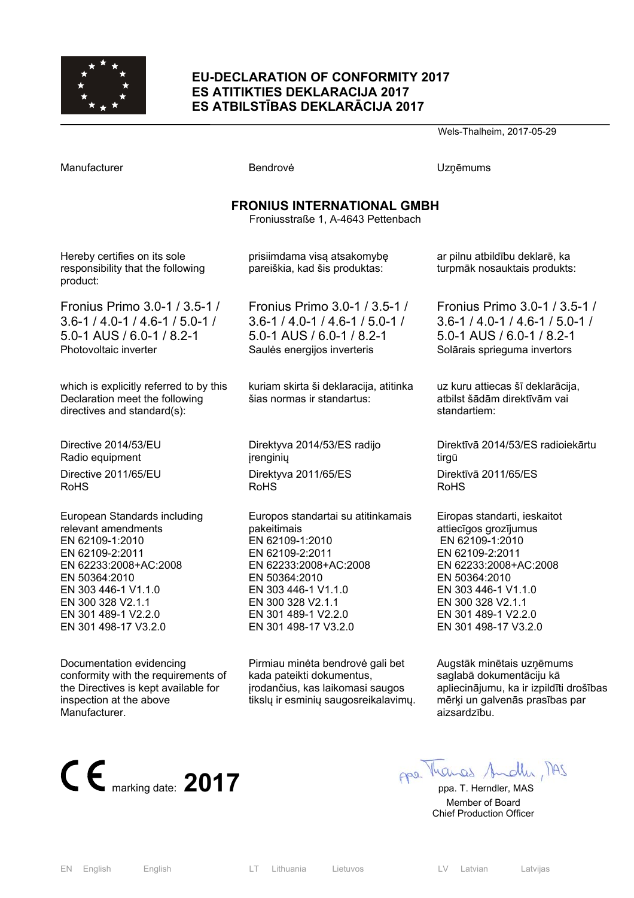# EU-DECLARATION OF CONFORMITY 2017
# ES ATITIKTIES DEKLARACIJA 2017
# ES ATBILSTĪBAS DEKLARĀCIJA 2017

Wels-Thalheim, 2017-05-29

| Manufacturer | Bendrovė | Uzņēmums |
|---|---|---|

**FRONIUS INTERNATIONAL GMBH**
Froniusstraße 1, A-4643 Pettenbach

| | | |
|---|---|---|
| Hereby certifies on its sole responsibility that the following product: | prisiimdama visą atsakomybę pareiškia, kad šis produktas: | ar pilnu atbildību deklarē, ka turpmāk nosauktais produkts: |
| Fronius Primo 3.0-1 / 3.5-1 / 3.6-1 / 4.0-1 / 4.6-1 / 5.0-1 / 5.0-1 AUS / 6.0-1 / 8.2-1<br>Photovoltaic inverter | Fronius Primo 3.0-1 / 3.5-1 / 3.6-1 / 4.0-1 / 4.6-1 / 5.0-1 / 5.0-1 AUS / 6.0-1 / 8.2-1<br>Saulės energijos inverteris | Fronius Primo 3.0-1 / 3.5-1 / 3.6-1 / 4.0-1 / 4.6-1 / 5.0-1 / 5.0-1 AUS / 6.0-1 / 8.2-1<br>Solārais sprieguma invertors |
| which is explicitly referred to by this Declaration meet the following directives and standard(s): | kuriam skirta ši deklaracija, atitinka šias normas ir standartus: | uz kuru attiecas šī deklarācija, atbilst šādām direktīvām vai standartiem: |
| Directive 2014/53/EU<br>Radio equipment<br>Directive 2011/65/EU<br>RoHS | Direktyva 2014/53/ES radijo įrenginių<br>Direktyva 2011/65/ES<br>RoHS | Direktīvā 2014/53/ES radioiekārtu tirgū<br>Direktīvā 2011/65/ES<br>RoHS |
| European Standards including relevant amendments<br>EN 62109-1:2010<br>EN 62109-2:2011<br>EN 62233:2008+AC:2008<br>EN 50364:2010<br>EN 303 446-1 V1.1.0<br>EN 300 328 V2.1.1<br>EN 301 489-1 V2.2.0<br>EN 301 498-17 V3.2.0 | Europos standartai su atitinkamais pakeitimais<br>EN 62109-1:2010<br>EN 62109-2:2011<br>EN 62233:2008+AC:2008<br>EN 50364:2010<br>EN 303 446-1 V1.1.0<br>EN 300 328 V2.1.1<br>EN 301 489-1 V2.2.0<br>EN 301 498-17 V3.2.0 | Eiropas standarti, ieskaitot attiecīgos grozījumus<br>EN 62109-1:2010<br>EN 62109-2:2011<br>EN 62233:2008+AC:2008<br>EN 50364:2010<br>EN 303 446-1 V1.1.0<br>EN 300 328 V2.1.1<br>EN 301 489-1 V2.2.0<br>EN 301 498-17 V3.2.0 |
| Documentation evidencing conformity with the requirements of the Directives is kept available for inspection at the above Manufacturer. | Pirmiau minėta bendrovė gali bet kada pateikti dokumentus, įrodančius, kas laikomasi saugos tikslų ir esminių saugosreikalavimų. | Augstāk minētais uzņēmums saglabā dokumentāciju kā apliecinājumu, ka ir izpildīti drošības mērķi un galvenās prasības par aizsardzību. |

CE marking date: **2017**

ppa. T. Herndler, MAS
Member of Board
Chief Production Officer

| EN | English | English | LT | Lithuania | Lietuvos | LV | Latvian | Latvijas |
|---|---|---|---|---|---|---|---|---|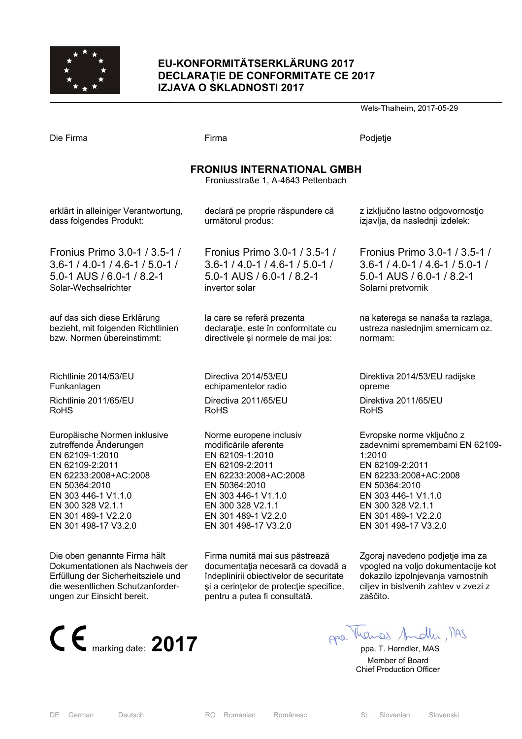# EU-KONFORMITÄTSERKLÄRUNG 2017
# DECLARAŢIE DE CONFORMITATE CE 2017
# IZJAVA O SKLADNOSTI 2017

Wels-Thalheim, 2017-05-29

Die Firma

**FRONIUS INTERNATIONAL GMBH**
Froniusstraße 1, A-4643 Pettenbach

erklärt in alleiniger Verantwortung, dass folgendes Produkt:

Fronius Primo 3.0-1 / 3.5-1 / 3.6-1 / 4.0-1 / 4.6-1 / 5.0-1 / 5.0-1 AUS / 6.0-1 / 8.2-1
Solar-Wechselrichter

auf das sich diese Erklärung bezieht, mit folgenden Richtlinien bzw. Normen übereinstimmt:

Richtlinie 2014/53/EU Funkanlagen

Richtlinie 2011/65/EU RoHS

Europäische Normen inklusive zutreffende Änderungen
EN 62109-1:2010
EN 62109-2:2011
EN 62233:2008+AC:2008
EN 50364:2010
EN 303 446-1 V1.1.0
EN 300 328 V2.1.1
EN 301 489-1 V2.2.0
EN 301 498-17 V3.2.0

Die oben genannte Firma hält Dokumentationen als Nachweis der Erfüllung der Sicherheitsziele und die wesentlichen Schutzanforderungen zur Einsicht bereit.

Firma

**FRONIUS INTERNATIONAL GMBH**
Froniusstraße 1, A-4643 Pettenbach

declară pe proprie răspundere că următorul produs:

Fronius Primo 3.0-1 / 3.5-1 / 3.6-1 / 4.0-1 / 4.6-1 / 5.0-1 / 5.0-1 AUS / 6.0-1 / 8.2-1
invertor solar

la care se referă prezenta declaraţie, este în conformitate cu directivele şi normele de mai jos:

Directiva 2014/53/EU echipamentelor radio

Directiva 2011/65/EU RoHS

Norme europene inclusiv modificările aferente
EN 62109-1:2010
EN 62109-2:2011
EN 62233:2008+AC:2008
EN 50364:2010
EN 303 446-1 V1.1.0
EN 300 328 V2.1.1
EN 301 489-1 V2.2.0
EN 301 498-17 V3.2.0

Firma numită mai sus păstrează documentaţia necesară ca dovadă a îndeplinirii obiectivelor de securitate şi a cerinţelor de protecţie specifice, pentru a putea fi consultată.

Podjetje

**FRONIUS INTERNATIONAL GMBH**
Froniusstraße 1, A-4643 Pettenbach

z izključno lastno odgovornostjo izjavlja, da naslednji izdelek:

Fronius Primo 3.0-1 / 3.5-1 / 3.6-1 / 4.0-1 / 4.6-1 / 5.0-1 / 5.0-1 AUS / 6.0-1 / 8.2-1
Solarni pretvornik

na katerega se nanaša ta razlaga, ustreza naslednjim smernicam oz. normam:

Direktiva 2014/53/EU radijske opreme

Direktiva 2011/65/EU RoHS

Evropske norme vključno z zadevnimi spremembami EN 62109-1:2010
EN 62109-2:2011
EN 62233:2008+AC:2008
EN 50364:2010
EN 303 446-1 V1.1.0
EN 300 328 V2.1.1
EN 301 489-1 V2.2.0
EN 301 498-17 V3.2.0

Zgoraj navedeno podjetje ima za vpogled na voljo dokumentacije kot dokazilo izpolnjevanja varnostnih ciljev in bistvenih zahtev v zvezi z zaščito.

CE marking date: **2017**

ppa. T. Herndler, MAS
Member of Board
Chief Production Officer

DE German Deutsch | RO Romanian Românesc | SL Slovanian Slovenski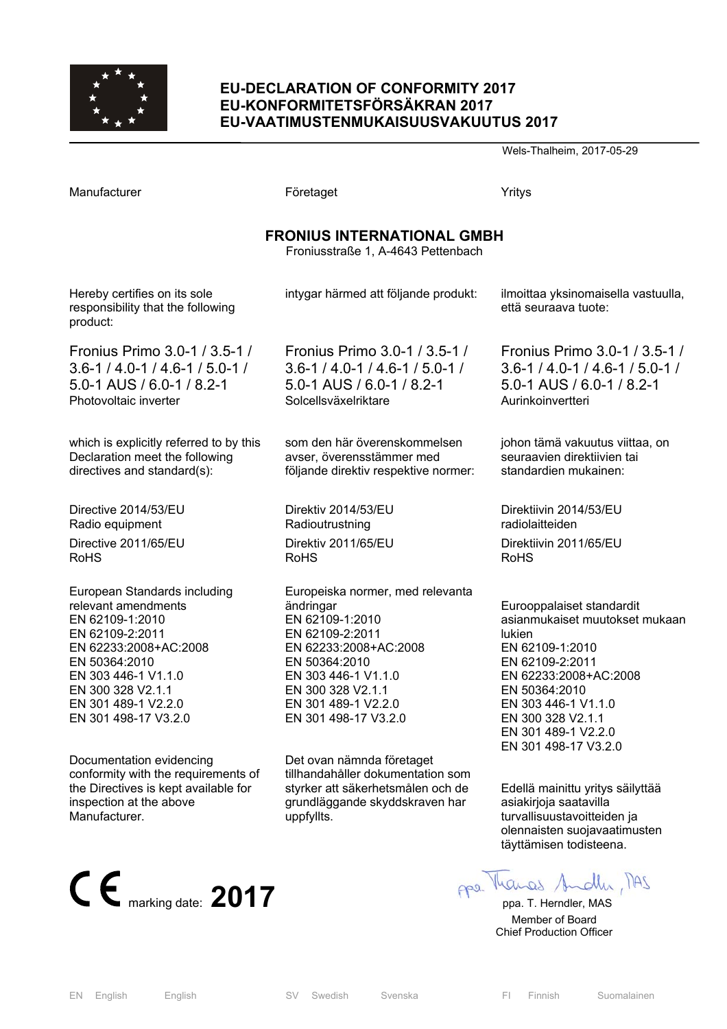# EU-DECLARATION OF CONFORMITY 2017
# EU-KONFORMITETSFÖRSÄKRAN 2017
# EU-VAATIMUSTENMUKAISUUSVAKUUTUS 2017

Wels-Thalheim, 2017-05-29

| Manufacturer | Företaget | Yritys |
|---|---|---|

**FRONIUS INTERNATIONAL GMBH**
Froniusstraße 1, A-4643 Pettenbach

| English | Svenska | Suomalainen |
|---|---|---|
| Hereby certifies on its sole responsibility that the following product: | intygar härmed att följande produkt: | ilmoittaa yksinomaisella vastuulla, että seuraava tuote: |
| Fronius Primo 3.0-1 / 3.5-1 / 3.6-1 / 4.0-1 / 4.6-1 / 5.0-1 / 5.0-1 AUS / 6.0-1 / 8.2-1<br>Photovoltaic inverter | Fronius Primo 3.0-1 / 3.5-1 / 3.6-1 / 4.0-1 / 4.6-1 / 5.0-1 / 5.0-1 AUS / 6.0-1 / 8.2-1<br>Solcellsväxelriktare | Fronius Primo 3.0-1 / 3.5-1 / 3.6-1 / 4.0-1 / 4.6-1 / 5.0-1 / 5.0-1 AUS / 6.0-1 / 8.2-1<br>Aurinkoinvertteri |
| which is explicitly referred to by this Declaration meet the following directives and standard(s): | som den här överenskommelsen avser, överensstämmer med följande direktiv respektive normer: | johon tämä vakuutus viittaa, on seuraavien direktiivien tai standardien mukainen: |
| Directive 2014/53/EU<br>Radio equipment | Direktiv 2014/53/EU<br>Radioutrustning | Direktiivin 2014/53/EU<br>radiolaitteiden |
| Directive 2011/65/EU<br>RoHS | Direktiv 2011/65/EU<br>RoHS | Direktiivin 2011/65/EU<br>RoHS |
| European Standards including relevant amendments<br>EN 62109-1:2010<br>EN 62109-2:2011<br>EN 62233:2008+AC:2008<br>EN 50364:2010<br>EN 303 446-1 V1.1.0<br>EN 300 328 V2.1.1<br>EN 301 489-1 V2.2.0<br>EN 301 498-17 V3.2.0 | Europeiska normer, med relevanta ändringar<br>EN 62109-1:2010<br>EN 62109-2:2011<br>EN 62233:2008+AC:2008<br>EN 50364:2010<br>EN 303 446-1 V1.1.0<br>EN 300 328 V2.1.1<br>EN 301 489-1 V2.2.0<br>EN 301 498-17 V3.2.0 | Eurooppalaiset standardit asianmukaiset muutokset mukaan lukien<br>EN 62109-1:2010<br>EN 62109-2:2011<br>EN 62233:2008+AC:2008<br>EN 50364:2010<br>EN 303 446-1 V1.1.0<br>EN 300 328 V2.1.1<br>EN 301 489-1 V2.2.0<br>EN 301 498-17 V3.2.0 |
| Documentation evidencing conformity with the requirements of the Directives is kept available for inspection at the above Manufacturer. | Det ovan nämnda företaget tillhandahåller dokumentation som styrker att säkerhetsmålen och de grundläggande skyddskraven har uppfyllts. | Edellä mainittu yritys säilyttää asiakirjoja saatavilla turvallisuustavoitteiden ja olennaisten suojavaatimusten täyttämisen todisteena. |

CE marking date: **2017**

ppa. T. Herndler, MAS
Member of Board
Chief Production Officer

EN English English | SV Swedish Svenska | FI Finnish Suomalainen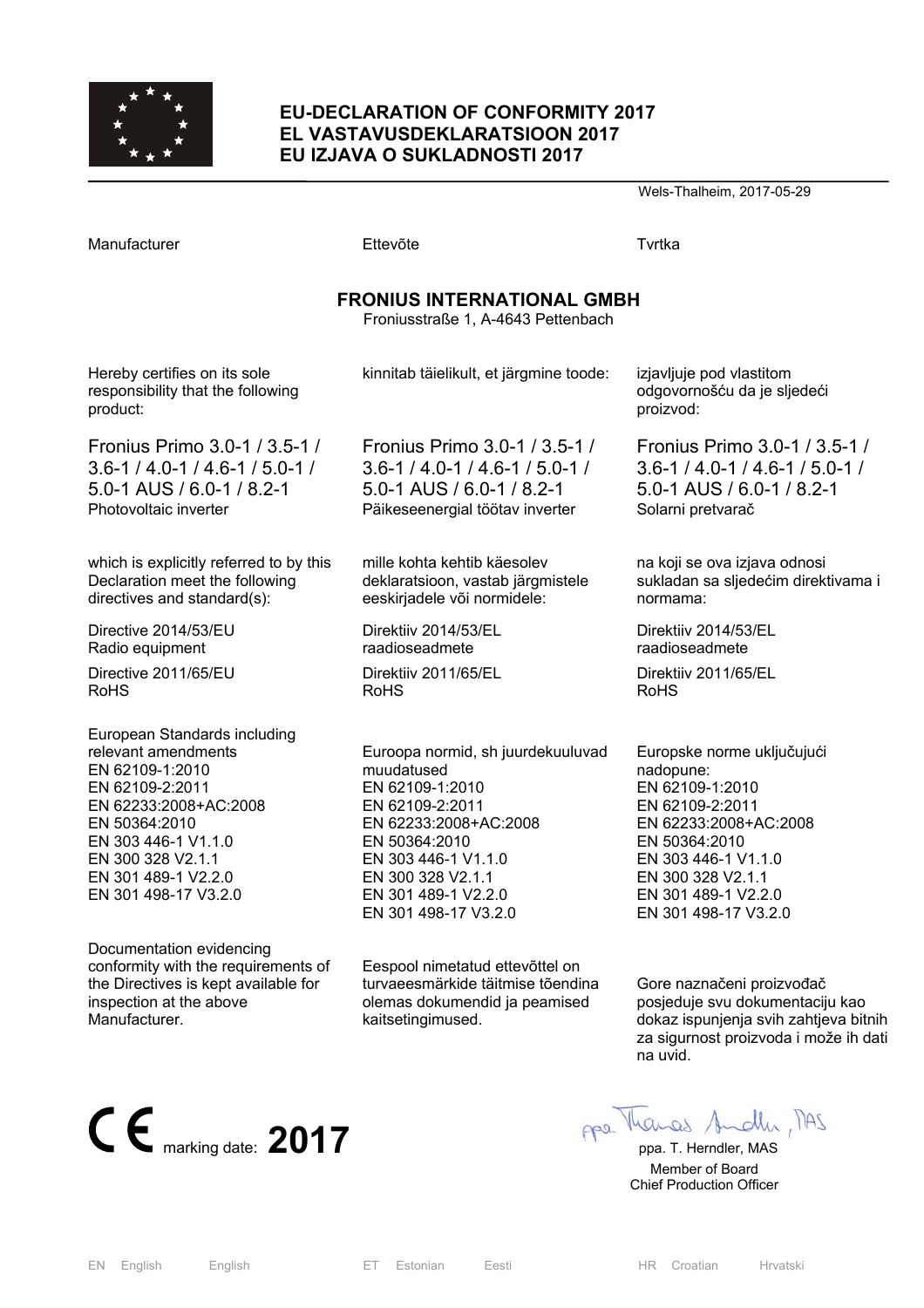# EU-DECLARATION OF CONFORMITY 2017
# EL VASTAVUSDEKLARATSIOON 2017
# EU IZJAVA O SUKLADNOSTI 2017

Wels-Thalheim, 2017-05-29

| Manufacturer | Ettevõte | Tvrtka |
|---|---|---|

**FRONIUS INTERNATIONAL GMBH**
Froniusstraße 1, A-4643 Pettenbach

| | | |
|---|---|---|
| Hereby certifies on its sole responsibility that the following product: | kinnitab täielikult, et järgmine toode: | izjavljuje pod vlastitom odgovornošću da je sljedeći proizvod: |
| Fronius Primo 3.0-1 / 3.5-1 / 3.6-1 / 4.0-1 / 4.6-1 / 5.0-1 / 5.0-1 AUS / 6.0-1 / 8.2-1<br>Photovoltaic inverter | Fronius Primo 3.0-1 / 3.5-1 / 3.6-1 / 4.0-1 / 4.6-1 / 5.0-1 / 5.0-1 AUS / 6.0-1 / 8.2-1<br>Päikeseenergial töötav inverter | Fronius Primo 3.0-1 / 3.5-1 / 3.6-1 / 4.0-1 / 4.6-1 / 5.0-1 / 5.0-1 AUS / 6.0-1 / 8.2-1<br>Solarni pretvarač |
| which is explicitly referred to by this Declaration meet the following directives and standard(s): | mille kohta kehtib käesolev deklaratsioon, vastab järgmistele eeskirjadele või normidele: | na koji se ova izjava odnosi sukladan sa sljedećim direktivama i normama: |
| Directive 2014/53/EU<br>Radio equipment | Direktiiv 2014/53/EL<br>raadioseadmete | Direktiiv 2014/53/EL<br>raadioseadmete |
| Directive 2011/65/EU<br>RoHS | Direktiiv 2011/65/EL<br>RoHS | Direktiiv 2011/65/EL<br>RoHS |
| European Standards including relevant amendments<br>EN 62109-1:2010<br>EN 62109-2:2011<br>EN 62233:2008+AC:2008<br>EN 50364:2010<br>EN 303 446-1 V1.1.0<br>EN 300 328 V2.1.1<br>EN 301 489-1 V2.2.0<br>EN 301 498-17 V3.2.0 | Euroopa normid, sh juurdekuuluvad muudatused<br>EN 62109-1:2010<br>EN 62109-2:2011<br>EN 62233:2008+AC:2008<br>EN 50364:2010<br>EN 303 446-1 V1.1.0<br>EN 300 328 V2.1.1<br>EN 301 489-1 V2.2.0<br>EN 301 498-17 V3.2.0 | Europske norme uključujući nadopune:<br>EN 62109-1:2010<br>EN 62109-2:2011<br>EN 62233:2008+AC:2008<br>EN 50364:2010<br>EN 303 446-1 V1.1.0<br>EN 300 328 V2.1.1<br>EN 301 489-1 V2.2.0<br>EN 301 498-17 V3.2.0 |
| Documentation evidencing conformity with the requirements of the Directives is kept available for inspection at the above Manufacturer. | Eespool nimetatud ettevõttel on turvaeesmärkide täitmise tõendina olemas dokumendid ja peamised kaitsetingimused. | Gore naznačeni proizvođač posjeduje svu dokumentaciju kao dokaz ispunjenja svih zahtjeva bitnih za sigurnost proizvoda i može ih dati na uvid. |

CE marking date: **2017**

ppa. T. Herndler, MAS
Member of Board
Chief Production Officer

EN English English | ET Estonian Eesti | HR Croatian Hrvatski